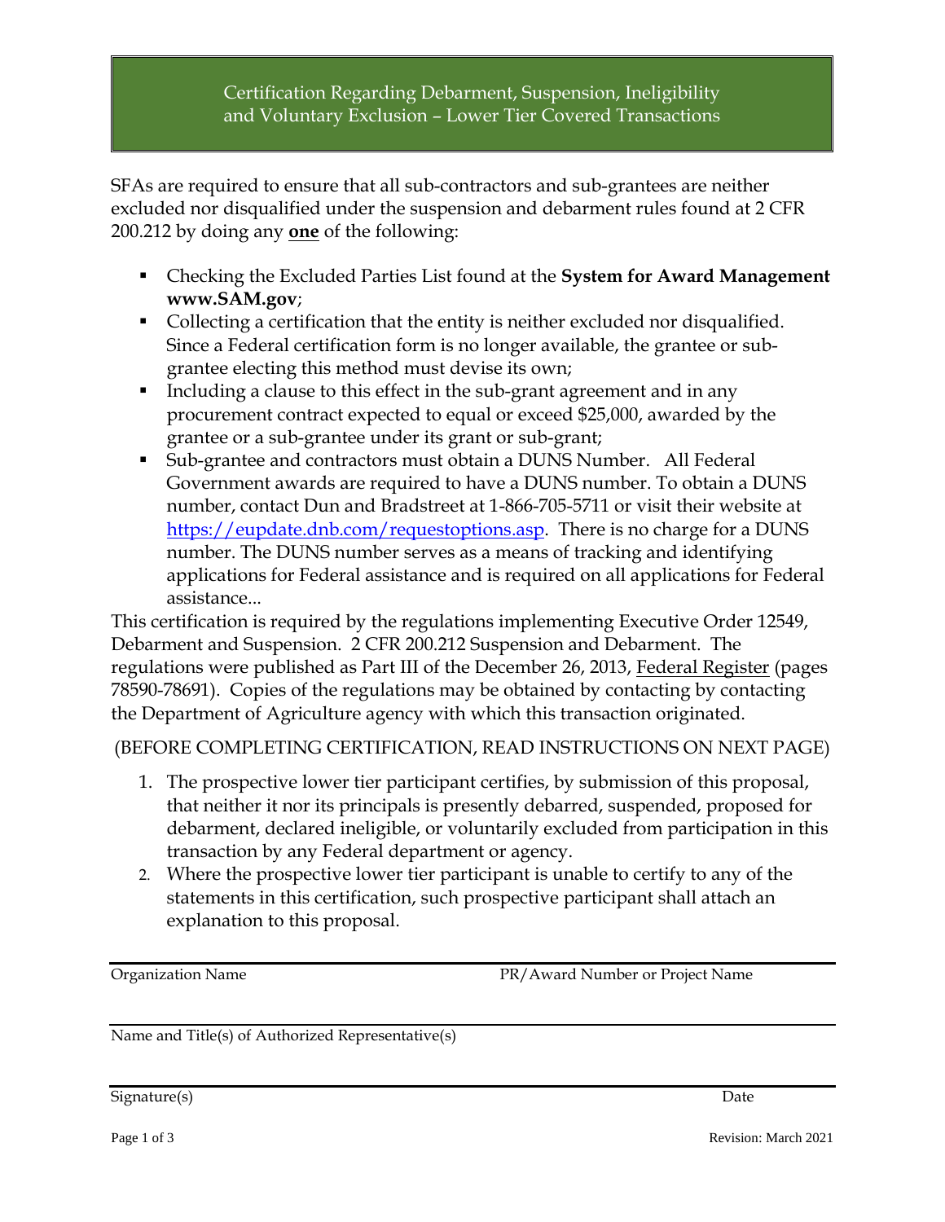# Certification Regarding Debarment, Suspension, Ineligibility and Voluntary Exclusion – Lower Tier Covered Transactions

SFAs are required to ensure that all sub-contractors and sub-grantees are neither excluded nor disqualified under the suspension and debarment rules found at 2 CFR 200.212 by doing any **one** of the following:

- Checking the Excluded Parties List found at the **System for Award Management www.SAM.gov**;
- Collecting a certification that the entity is neither excluded nor disqualified. Since a Federal certification form is no longer available, the grantee or sub-grantee electing this method must devise its own;
- Including a clause to this effect in the sub-grant agreement and in any procurement contract expected to equal or exceed $25,000, awarded by the grantee or a sub-grantee under its grant or sub-grant;
- Sub-grantee and contractors must obtain a DUNS Number. All Federal Government awards are required to have a DUNS number. To obtain a DUNS number, contact Dun and Bradstreet at 1-866-705-5711 or visit their website at [https://eupdate.dnb.com/requestoptions.asp](https://eupdate.dnb.com/requestoptions.asp). There is no charge for a DUNS number. The DUNS number serves as a means of tracking and identifying applications for Federal assistance and is required on all applications for Federal assistance...

This certification is required by the regulations implementing Executive Order 12549, Debarment and Suspension. 2 CFR 200.212 Suspension and Debarment. The regulations were published as Part III of the December 26, 2013, Federal Register (pages 78590-78691). Copies of the regulations may be obtained by contacting by contacting the Department of Agriculture agency with which this transaction originated.

(BEFORE COMPLETING CERTIFICATION, READ INSTRUCTIONS ON NEXT PAGE)

1. The prospective lower tier participant certifies, by submission of this proposal, that neither it nor its principals is presently debarred, suspended, proposed for debarment, declared ineligible, or voluntarily excluded from participation in this transaction by any Federal department or agency.
2. Where the prospective lower tier participant is unable to certify to any of the statements in this certification, such prospective participant shall attach an explanation to this proposal.

---

Organization Name　　　　　　　　　　　　　PR/Award Number or Project Name

---

Name and Title(s) of Authorized Representative(s)

---

Signature(s)　　　　　　　　　　　　　　　　　　　　　　　　　Date

Revision: March 2021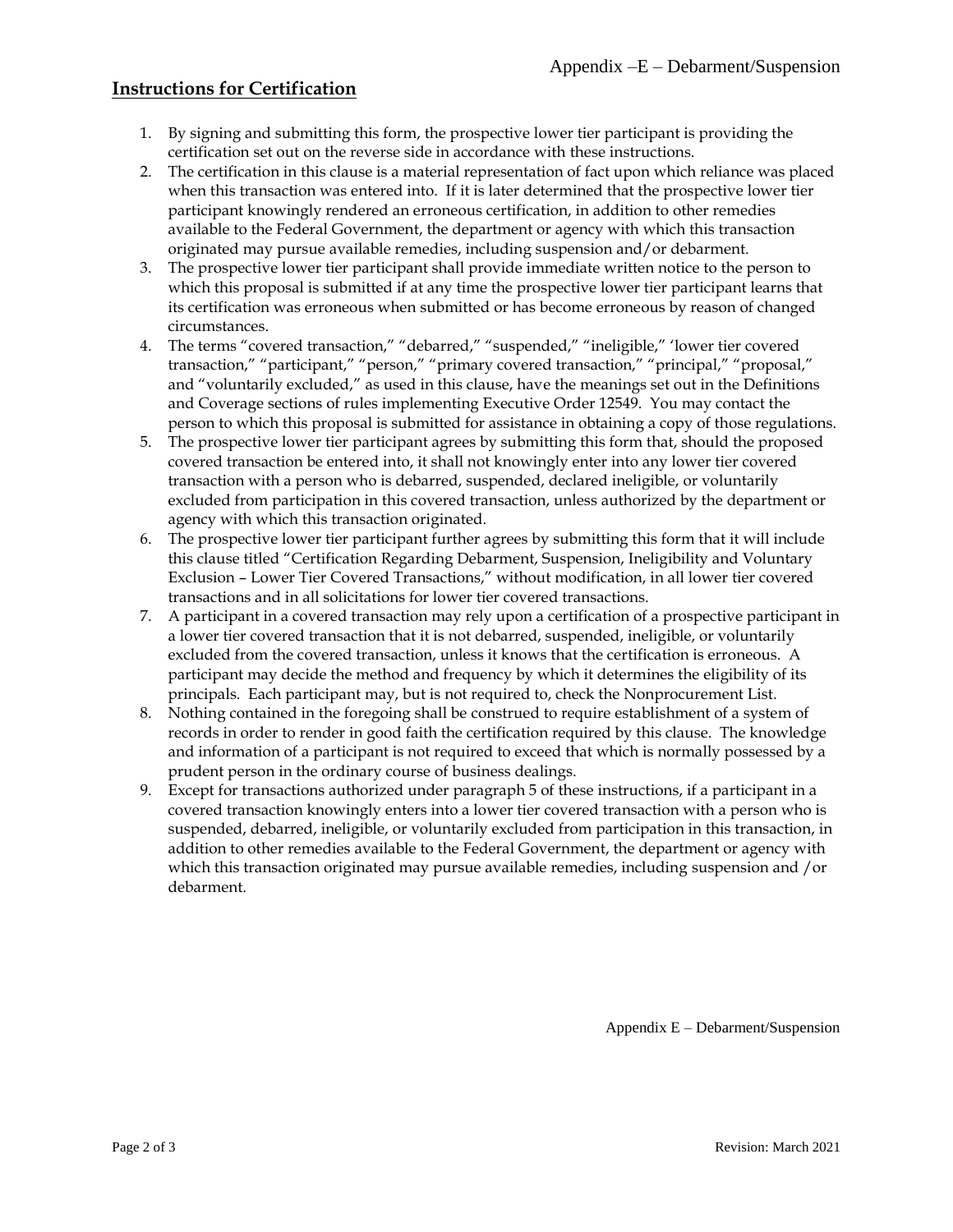## Instructions for Certification

1. By signing and submitting this form, the prospective lower tier participant is providing the certification set out on the reverse side in accordance with these instructions.
2. The certification in this clause is a material representation of fact upon which reliance was placed when this transaction was entered into. If it is later determined that the prospective lower tier participant knowingly rendered an erroneous certification, in addition to other remedies available to the Federal Government, the department or agency with which this transaction originated may pursue available remedies, including suspension and/or debarment.
3. The prospective lower tier participant shall provide immediate written notice to the person to which this proposal is submitted if at any time the prospective lower tier participant learns that its certification was erroneous when submitted or has become erroneous by reason of changed circumstances.
4. The terms "covered transaction," "debarred," "suspended," "ineligible," 'lower tier covered transaction," "participant," "person," "primary covered transaction," "principal," "proposal," and "voluntarily excluded," as used in this clause, have the meanings set out in the Definitions and Coverage sections of rules implementing Executive Order 12549. You may contact the person to which this proposal is submitted for assistance in obtaining a copy of those regulations.
5. The prospective lower tier participant agrees by submitting this form that, should the proposed covered transaction be entered into, it shall not knowingly enter into any lower tier covered transaction with a person who is debarred, suspended, declared ineligible, or voluntarily excluded from participation in this covered transaction, unless authorized by the department or agency with which this transaction originated.
6. The prospective lower tier participant further agrees by submitting this form that it will include this clause titled "Certification Regarding Debarment, Suspension, Ineligibility and Voluntary Exclusion – Lower Tier Covered Transactions," without modification, in all lower tier covered transactions and in all solicitations for lower tier covered transactions.
7. A participant in a covered transaction may rely upon a certification of a prospective participant in a lower tier covered transaction that it is not debarred, suspended, ineligible, or voluntarily excluded from the covered transaction, unless it knows that the certification is erroneous. A participant may decide the method and frequency by which it determines the eligibility of its principals. Each participant may, but is not required to, check the Nonprocurement List.
8. Nothing contained in the foregoing shall be construed to require establishment of a system of records in order to render in good faith the certification required by this clause. The knowledge and information of a participant is not required to exceed that which is normally possessed by a prudent person in the ordinary course of business dealings.
9. Except for transactions authorized under paragraph 5 of these instructions, if a participant in a covered transaction knowingly enters into a lower tier covered transaction with a person who is suspended, debarred, ineligible, or voluntarily excluded from participation in this transaction, in addition to other remedies available to the Federal Government, the department or agency with which this transaction originated may pursue available remedies, including suspension and /or debarment.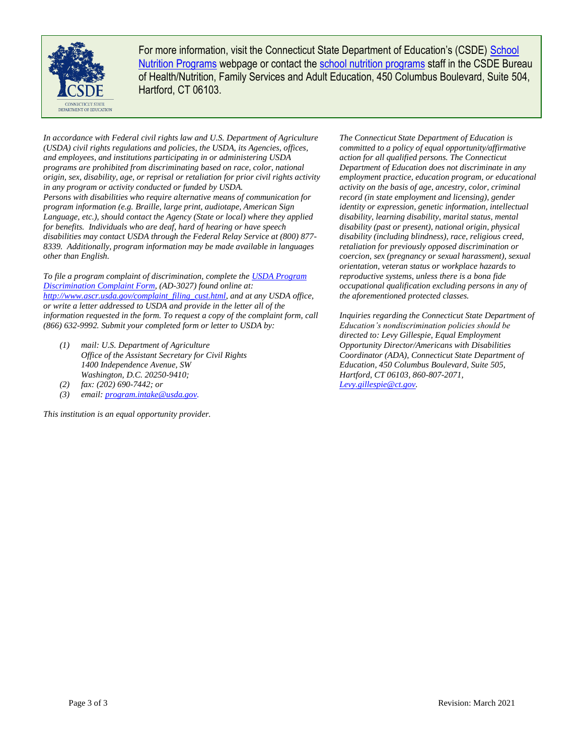For more information, visit the Connecticut State Department of Education's (CSDE) School Nutrition Programs webpage or contact the school nutrition programs staff in the CSDE Bureau of Health/Nutrition, Family Services and Adult Education, 450 Columbus Boulevard, Suite 504, Hartford, CT 06103.

*In accordance with Federal civil rights law and U.S. Department of Agriculture (USDA) civil rights regulations and policies, the USDA, its Agencies, offices, and employees, and institutions participating in or administering USDA programs are prohibited from discriminating based on race, color, national origin, sex, disability, age, or reprisal or retaliation for prior civil rights activity in any program or activity conducted or funded by USDA.*

*Persons with disabilities who require alternative means of communication for program information (e.g. Braille, large print, audiotape, American Sign Language, etc.), should contact the Agency (State or local) where they applied for benefits. Individuals who are deaf, hard of hearing or have speech disabilities may contact USDA through the Federal Relay Service at (800) 877-8339. Additionally, program information may be made available in languages other than English.*

*To file a program complaint of discrimination, complete the [USDA Program Discrimination Complaint Form](http://www.ascr.usda.gov/complaint_filing_cust.html), (AD-3027) found online at: http://www.ascr.usda.gov/complaint_filing_cust.html, and at any USDA office, or write a letter addressed to USDA and provide in the letter all of the information requested in the form. To request a copy of the complaint form, call (866) 632-9992. Submit your completed form or letter to USDA by:*

*(1) mail: U.S. Department of Agriculture*
*Office of the Assistant Secretary for Civil Rights*
*1400 Independence Avenue, SW*
*Washington, D.C. 20250-9410;*

*(2) fax: (202) 690-7442; or*

*(3) email: program.intake@usda.gov.*

*This institution is an equal opportunity provider.*

*The Connecticut State Department of Education is committed to a policy of equal opportunity/affirmative action for all qualified persons. The Connecticut Department of Education does not discriminate in any employment practice, education program, or educational activity on the basis of age, ancestry, color, criminal record (in state employment and licensing), gender identity or expression, genetic information, intellectual disability, learning disability, marital status, mental disability (past or present), national origin, physical disability (including blindness), race, religious creed, retaliation for previously opposed discrimination or coercion, sex (pregnancy or sexual harassment), sexual orientation, veteran status or workplace hazards to reproductive systems, unless there is a bona fide occupational qualification excluding persons in any of the aforementioned protected classes.*

*Inquiries regarding the Connecticut State Department of Education's nondiscrimination policies should be directed to: Levy Gillespie, Equal Employment Opportunity Director/Americans with Disabilities Coordinator (ADA), Connecticut State Department of Education, 450 Columbus Boulevard, Suite 505, Hartford, CT 06103, 860-807-2071, Levy.gillespie@ct.gov.*

Revision: March 2021